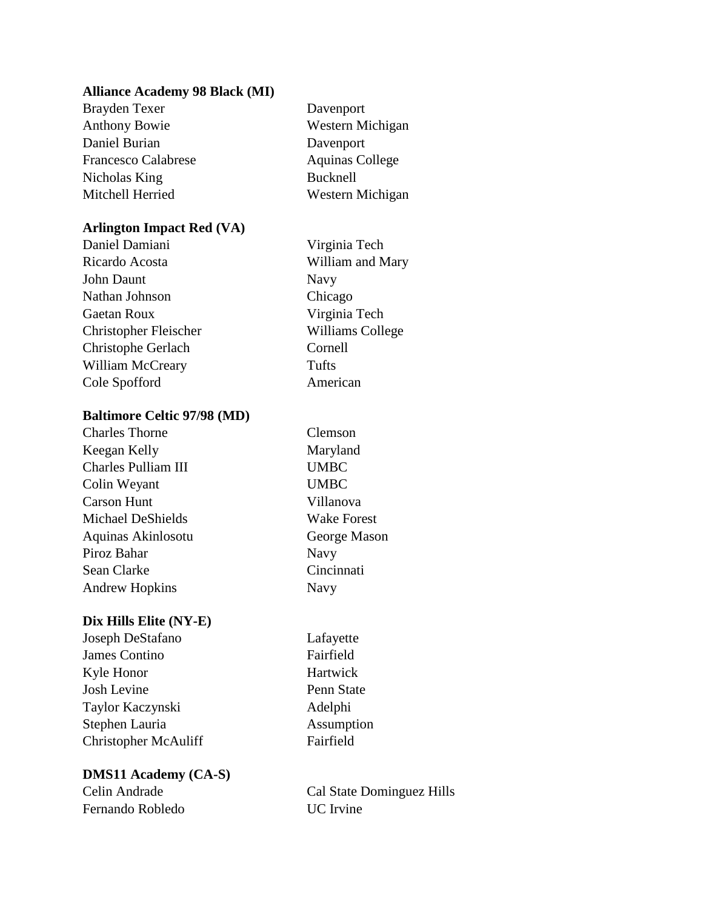**Alliance Academy 98 Black (MI)**

| | |
|---|---|
| Brayden Texer | Davenport |
| Anthony Bowie | Western Michigan |
| Daniel Burian | Davenport |
| Francesco Calabrese | Aquinas College |
| Nicholas King | Bucknell |
| Mitchell Herried | Western Michigan |

**Arlington Impact Red (VA)**

| | |
|---|---|
| Daniel Damiani | Virginia Tech |
| Ricardo Acosta | William and Mary |
| John Daunt | Navy |
| Nathan Johnson | Chicago |
| Gaetan Roux | Virginia Tech |
| Christopher Fleischer | Williams College |
| Christophe Gerlach | Cornell |
| William McCreary | Tufts |
| Cole Spofford | American |

**Baltimore Celtic 97/98 (MD)**

| | |
|---|---|
| Charles Thorne | Clemson |
| Keegan Kelly | Maryland |
| Charles Pulliam III | UMBC |
| Colin Weyant | UMBC |
| Carson Hunt | Villanova |
| Michael DeShields | Wake Forest |
| Aquinas Akinlosotu | George Mason |
| Piroz Bahar | Navy |
| Sean Clarke | Cincinnati |
| Andrew Hopkins | Navy |

**Dix Hills Elite (NY-E)**

| | |
|---|---|
| Joseph DeStafano | Lafayette |
| James Contino | Fairfield |
| Kyle Honor | Hartwick |
| Josh Levine | Penn State |
| Taylor Kaczynski | Adelphi |
| Stephen Lauria | Assumption |
| Christopher McAuliff | Fairfield |

**DMS11 Academy (CA-S)**

| | |
|---|---|
| Celin Andrade | Cal State Dominguez Hills |
| Fernando Robledo | UC Irvine |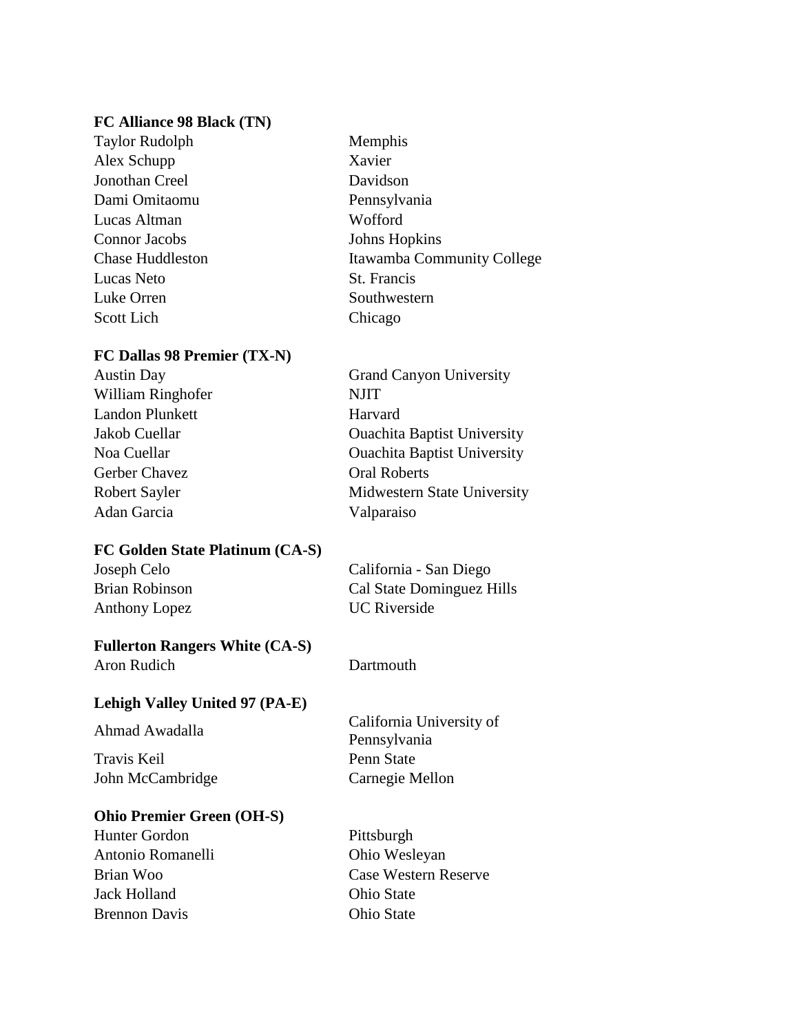**FC Alliance 98 Black (TN)**

| | |
|---|---|
| Taylor Rudolph | Memphis |
| Alex Schupp | Xavier |
| Jonothan Creel | Davidson |
| Dami Omitaomu | Pennsylvania |
| Lucas Altman | Wofford |
| Connor Jacobs | Johns Hopkins |
| Chase Huddleston | Itawamba Community College |
| Lucas Neto | St. Francis |
| Luke Orren | Southwestern |
| Scott Lich | Chicago |

**FC Dallas 98 Premier (TX-N)**

| | |
|---|---|
| Austin Day | Grand Canyon University |
| William Ringhofer | NJIT |
| Landon Plunkett | Harvard |
| Jakob Cuellar | Ouachita Baptist University |
| Noa Cuellar | Ouachita Baptist University |
| Gerber Chavez | Oral Roberts |
| Robert Sayler | Midwestern State University |
| Adan Garcia | Valparaiso |

**FC Golden State Platinum (CA-S)**

| | |
|---|---|
| Joseph Celo | California - San Diego |
| Brian Robinson | Cal State Dominguez Hills |
| Anthony Lopez | UC Riverside |

**Fullerton Rangers White (CA-S)**

| | |
|---|---|
| Aron Rudich | Dartmouth |

**Lehigh Valley United 97 (PA-E)**

| | |
|---|---|
| Ahmad Awadalla | California University of Pennsylvania |
| Travis Keil | Penn State |
| John McCambridge | Carnegie Mellon |

**Ohio Premier Green (OH-S)**

| | |
|---|---|
| Hunter Gordon | Pittsburgh |
| Antonio Romanelli | Ohio Wesleyan |
| Brian Woo | Case Western Reserve |
| Jack Holland | Ohio State |
| Brennon Davis | Ohio State |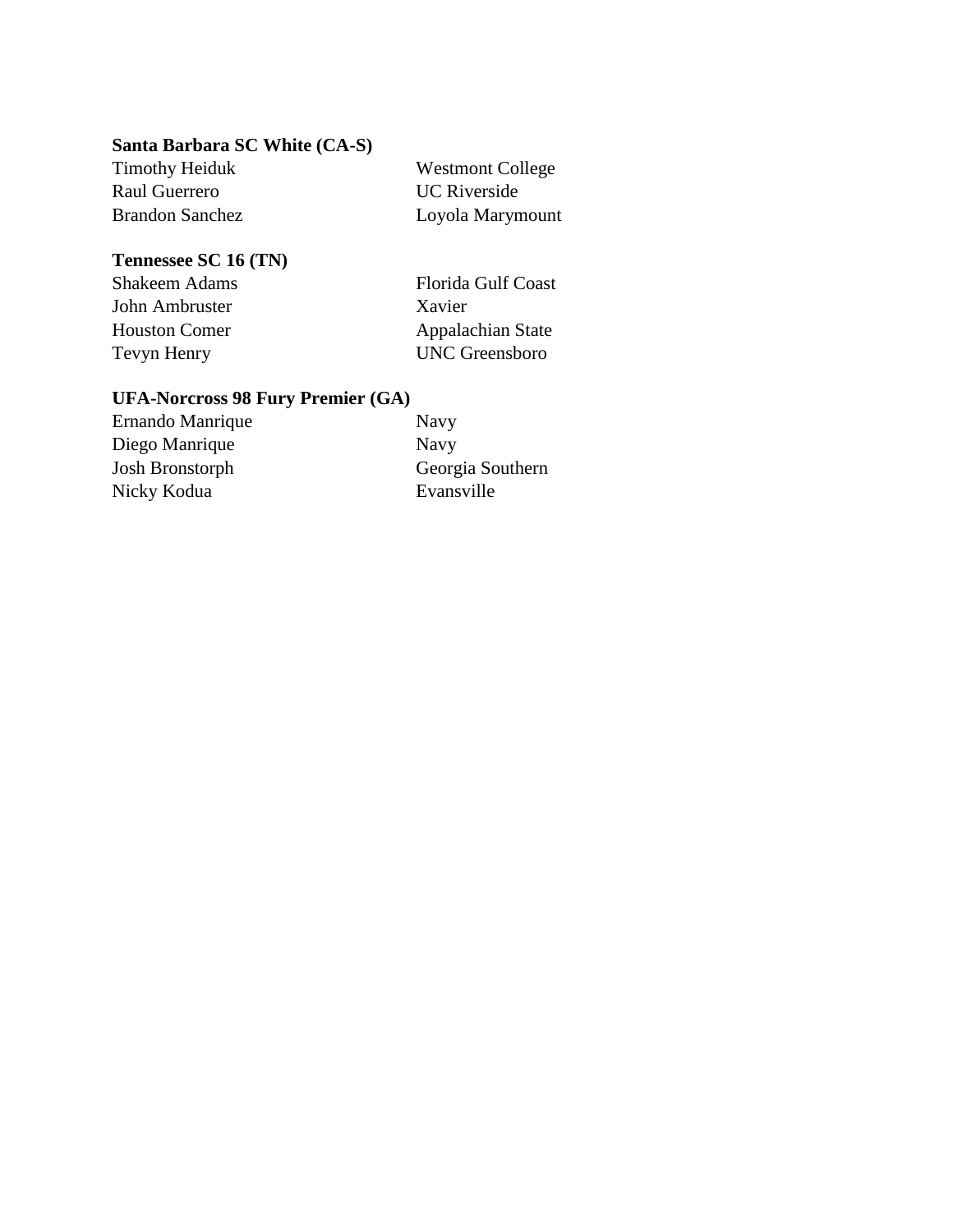**Santa Barbara SC White (CA-S)**

| | |
|---|---|
| Timothy Heiduk | Westmont College |
| Raul Guerrero | UC Riverside |
| Brandon Sanchez | Loyola Marymount |

**Tennessee SC 16 (TN)**

| | |
|---|---|
| Shakeem Adams | Florida Gulf Coast |
| John Ambruster | Xavier |
| Houston Comer | Appalachian State |
| Tevyn Henry | UNC Greensboro |

**UFA-Norcross 98 Fury Premier (GA)**

| | |
|---|---|
| Ernando Manrique | Navy |
| Diego Manrique | Navy |
| Josh Bronstorph | Georgia Southern |
| Nicky Kodua | Evansville |